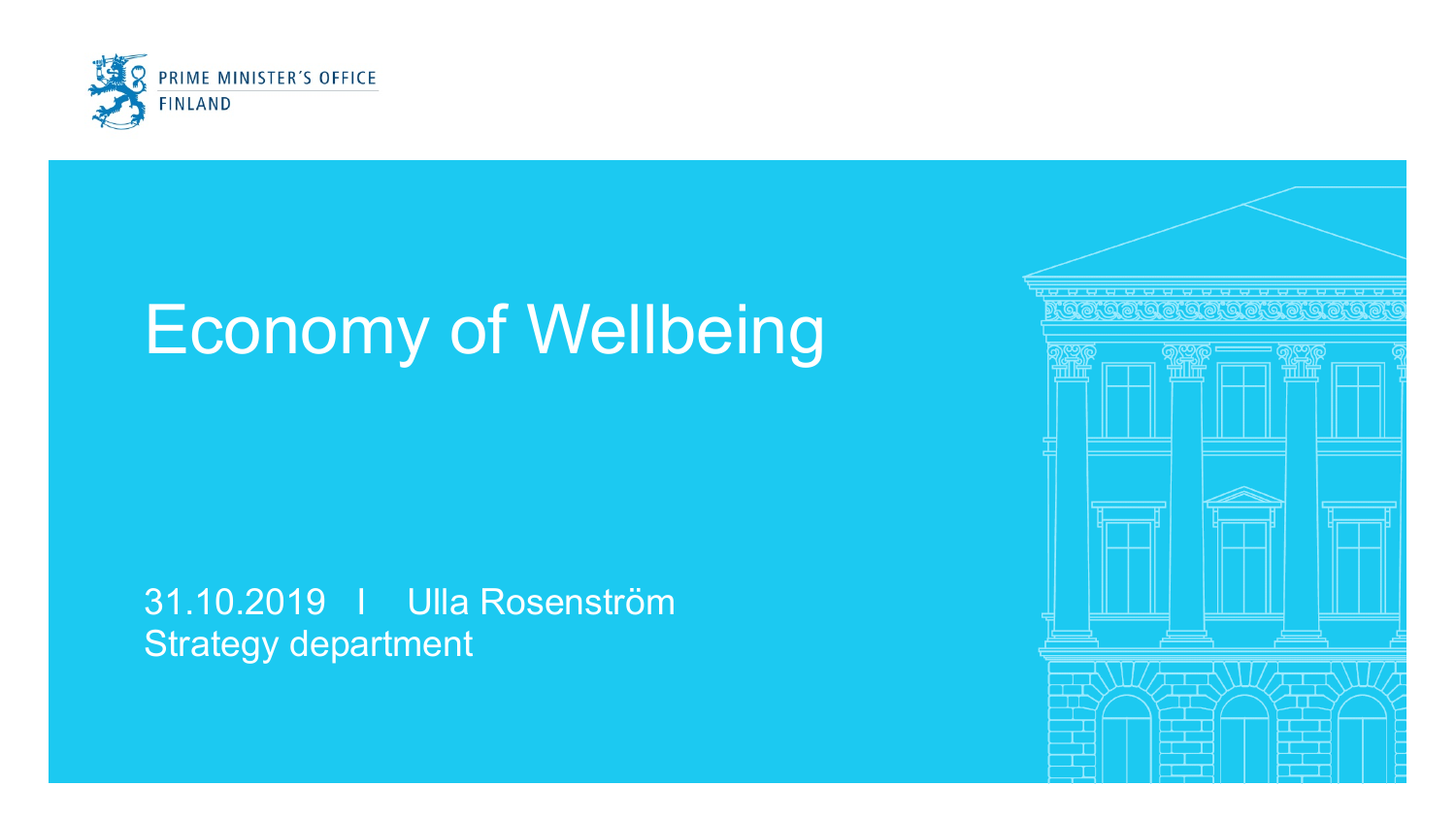PRIME MINISTER'S OFFICE
FINLAND

# Economy of Wellbeing

31.10.2019 I Ulla Rosenström
Strategy department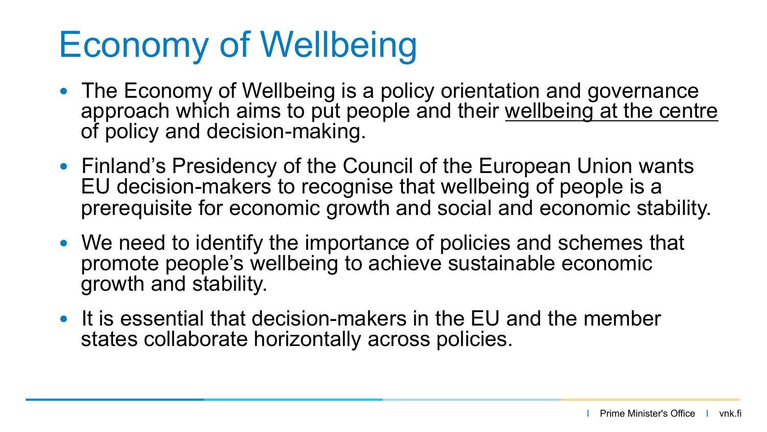# Economy of Wellbeing

- The Economy of Wellbeing is a policy orientation and governance approach which aims to put people and their <u>wellbeing at the centre</u> of policy and decision-making.
- Finland's Presidency of the Council of the European Union wants EU decision-makers to recognise that wellbeing of people is a prerequisite for economic growth and social and economic stability.
- We need to identify the importance of policies and schemes that promote people's wellbeing to achieve sustainable economic growth and stability.
- It is essential that decision-makers in the EU and the member states collaborate horizontally across policies.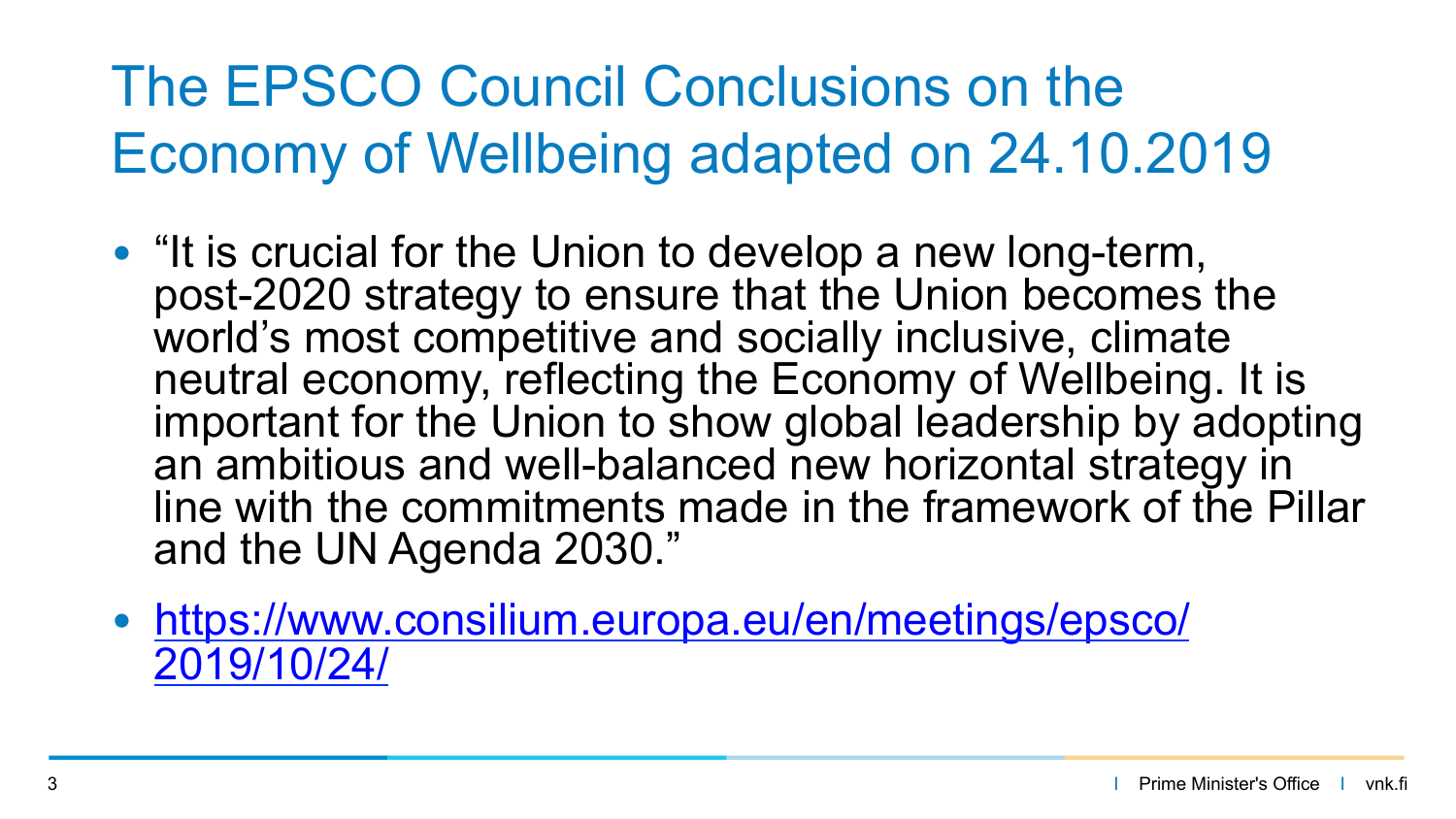# The EPSCO Council Conclusions on the Economy of Wellbeing adapted on 24.10.2019

- "It is crucial for the Union to develop a new long-term, post-2020 strategy to ensure that the Union becomes the world's most competitive and socially inclusive, climate neutral economy, reflecting the Economy of Wellbeing. It is important for the Union to show global leadership by adopting an ambitious and well-balanced new horizontal strategy in line with the commitments made in the framework of the Pillar and the UN Agenda 2030."
- https://www.consilium.europa.eu/en/meetings/epsco/2019/10/24/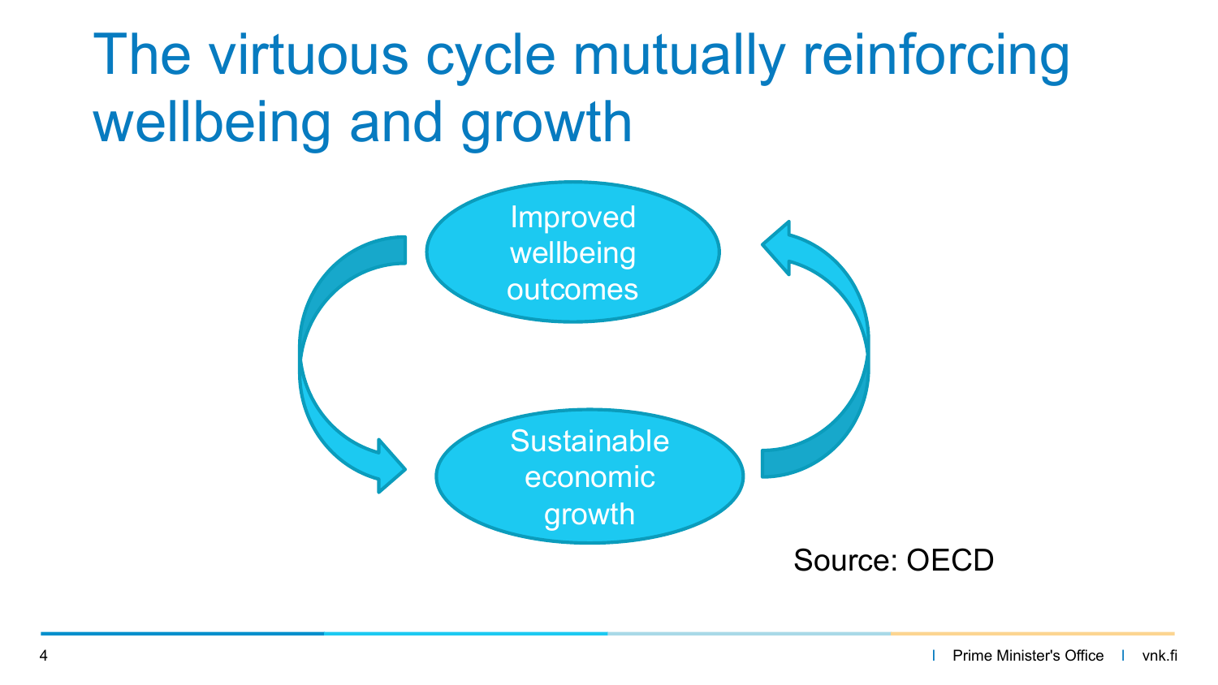# The virtuous cycle mutually reinforcing wellbeing and growth

Improved wellbeing outcomes

Sustainable economic growth

Source: OECD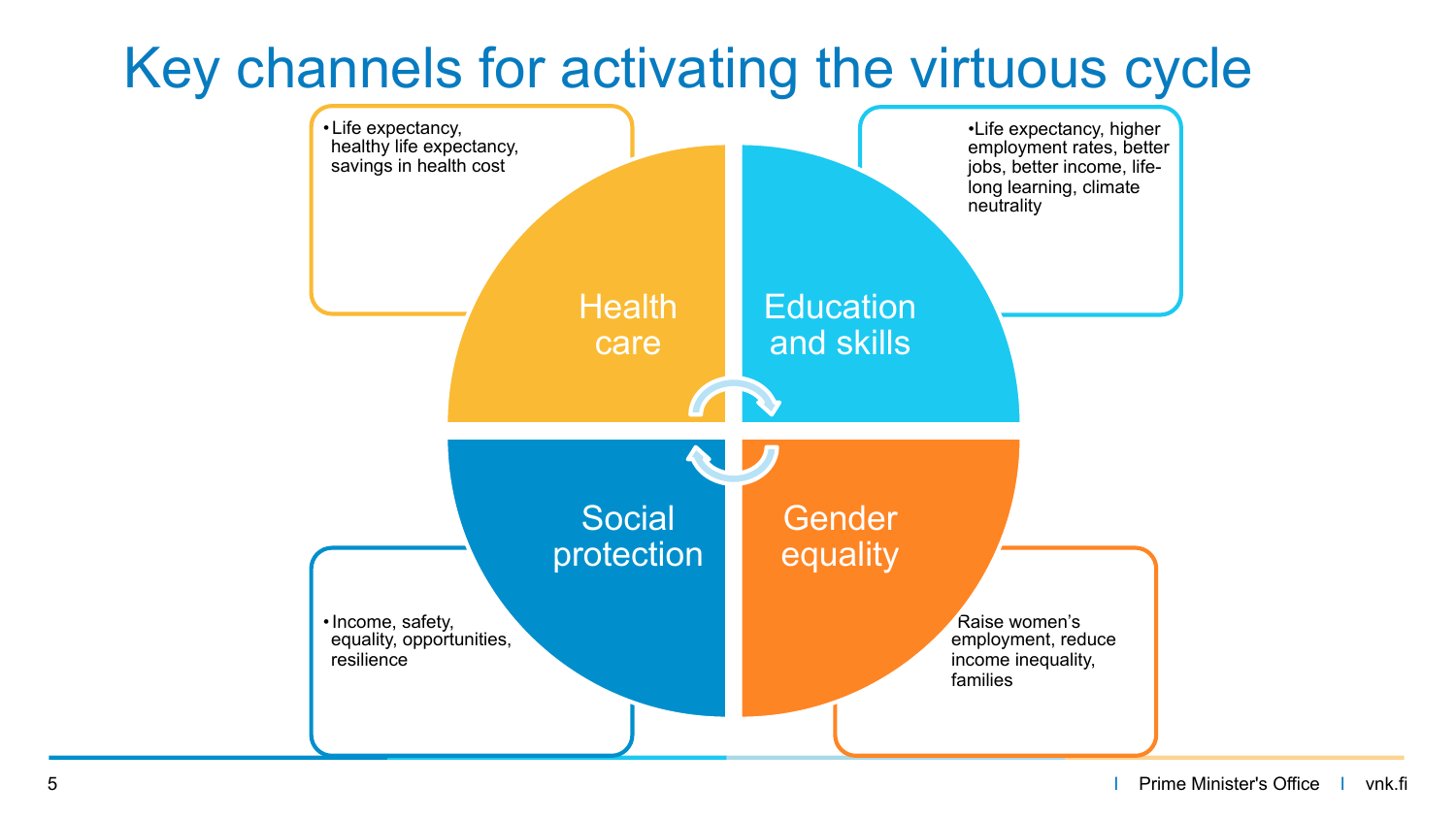# Key channels for activating the virtuous cycle

## Health care

- Life expectancy, healthy life expectancy, savings in health cost

## Education and skills

- Life expectancy, higher employment rates, better jobs, better income, life-long learning, climate neutrality

## Social protection

- Income, safety, equality, opportunities, resilience

## Gender equality

Raise women’s employment, reduce income inequality, families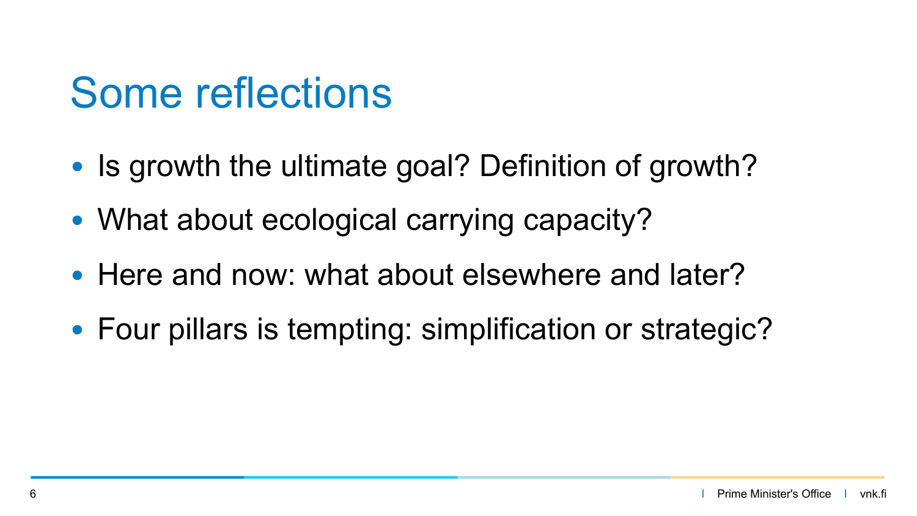# Some reflections

- Is growth the ultimate goal? Definition of growth?
- What about ecological carrying capacity?
- Here and now: what about elsewhere and later?
- Four pillars is tempting: simplification or strategic?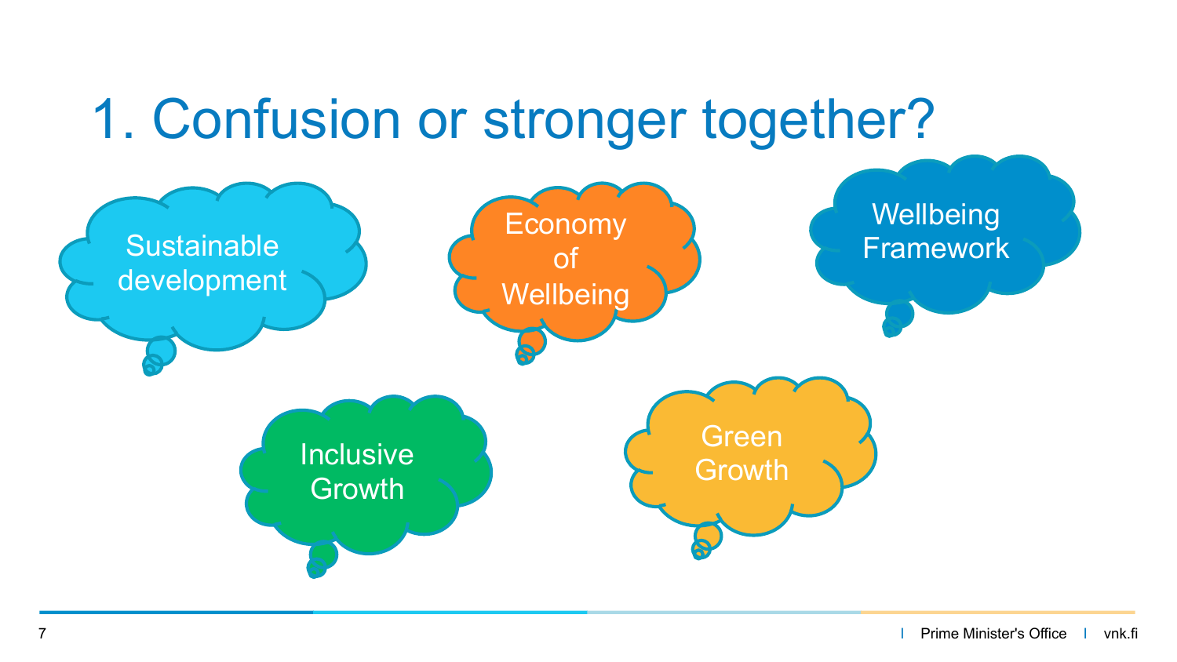# 1. Confusion or stronger together?

- Sustainable development
- Economy of Wellbeing
- Wellbeing Framework
- Inclusive Growth
- Green Growth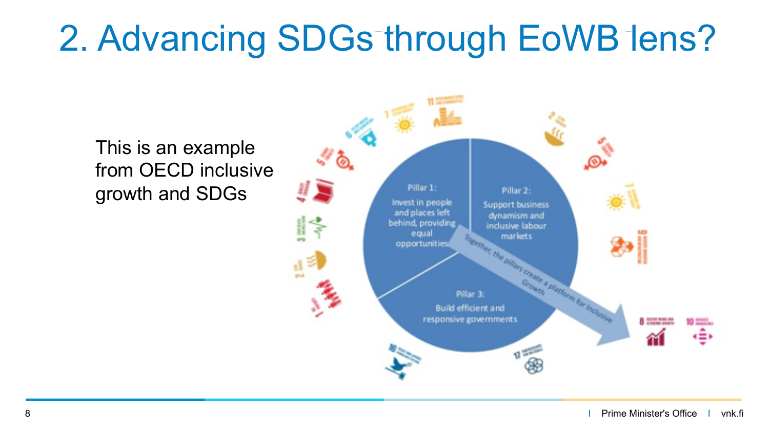# 2. Advancing SDGs through EoWB lens?

This is an example from OECD inclusive growth and SDGs

Pillar 1: Invest in people and places left behind, providing equal opportunities

Pillar 2: Support business dynamism and inclusive labour markets

Pillar 3: Build efficient and responsive governments

Together, the pillars create a platform for Inclusive Growth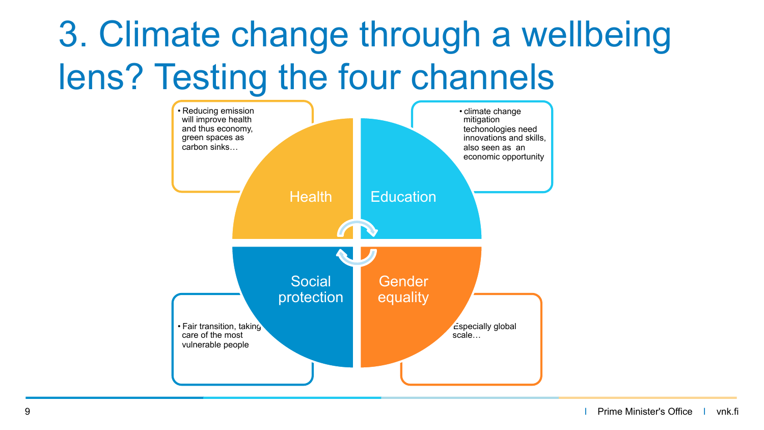# 3. Climate change through a wellbeing lens? Testing the four channels

**Health**

- Reducing emission will improve health and thus economy, green spaces as carbon sinks…

**Education**

- climate change mitigation techonologies need innovations and skills, also seen as an economic opportunity

**Social protection**

- Fair transition, taking care of the most vulnerable people

**Gender equality**

- Especially global scale…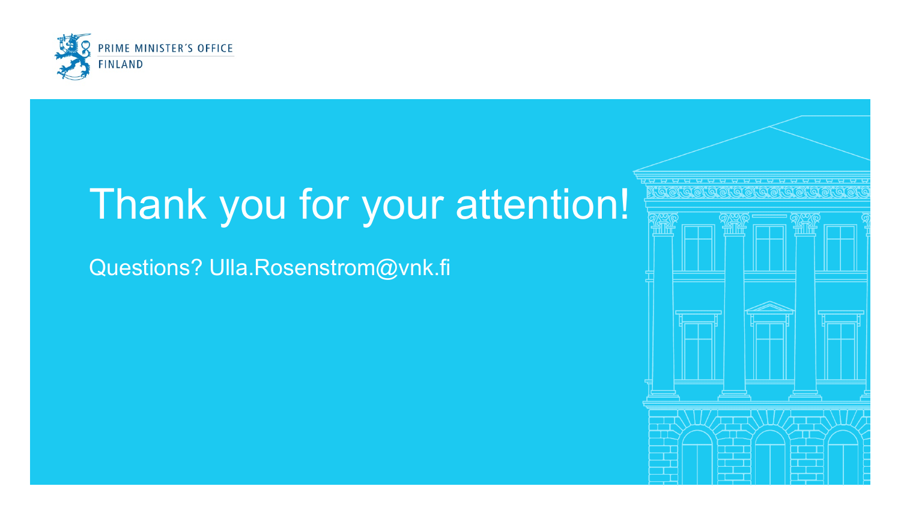PRIME MINISTER'S OFFICE
FINLAND

# Thank you for your attention!

Questions? Ulla.Rosenstrom@vnk.fi